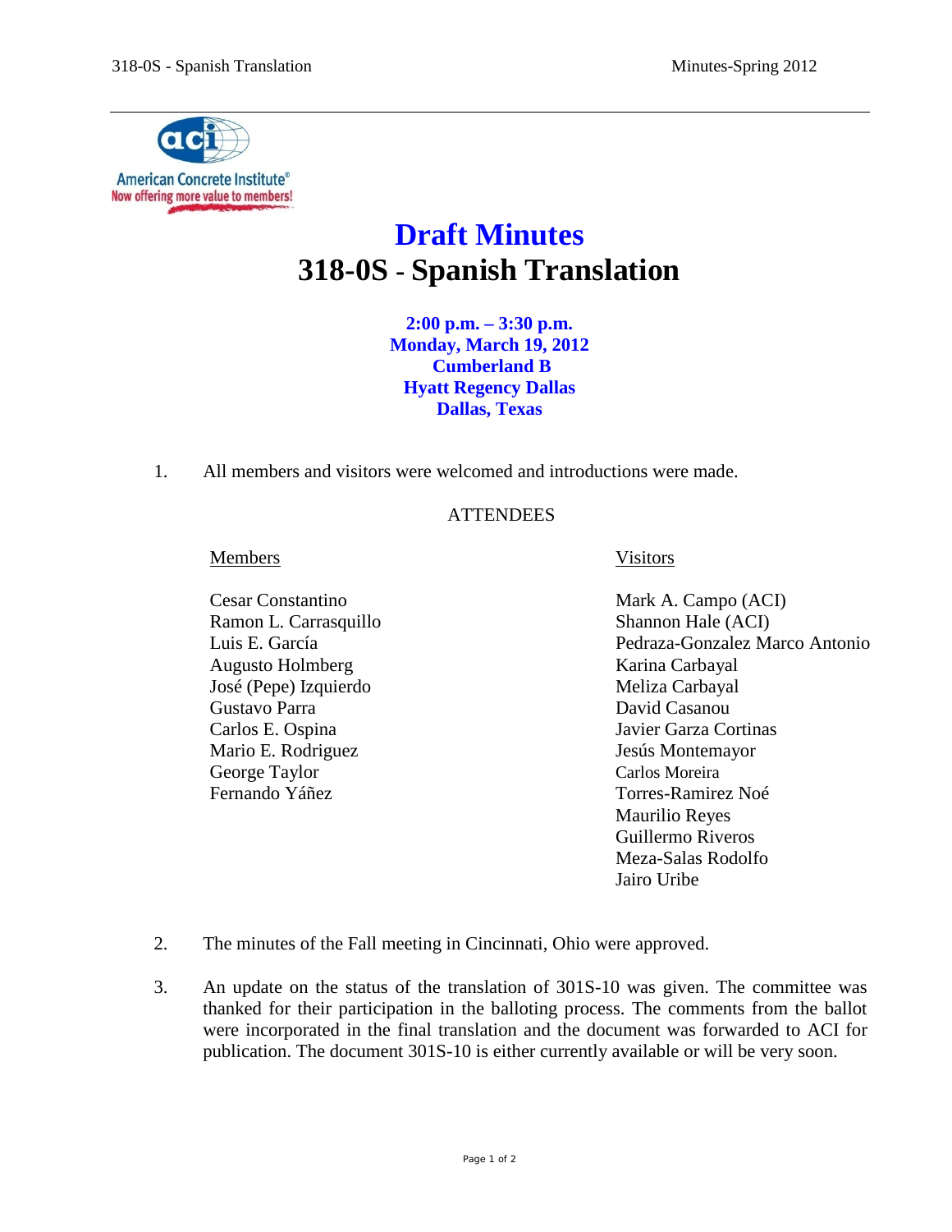# Draft Minutes

# 318-0S - Spanish Translation

**2:00 p.m. – 3:30 p.m.**
**Monday, March 19, 2012**
**Cumberland B**
**Hyatt Regency Dallas**
**Dallas, Texas**

1. All members and visitors were welcomed and introductions were made.

ATTENDEES

| Members | Visitors |
|---|---|
| Cesar Constantino | Mark A. Campo (ACI) |
| Ramon L. Carrasquillo | Shannon Hale (ACI) |
| Luis E. García | Pedraza-Gonzalez Marco Antonio |
| Augusto Holmberg | Karina Carbayal |
| José (Pepe) Izquierdo | Meliza Carbayal |
| Gustavo Parra | David Casanou |
| Carlos E. Ospina | Javier Garza Cortinas |
| Mario E. Rodriguez | Jesús Montemayor |
| George Taylor | Carlos Moreira |
| Fernando Yáñez | Torres-Ramirez Noé |
| | Maurilio Reyes |
| | Guillermo Riveros |
| | Meza-Salas Rodolfo |
| | Jairo Uribe |

2. The minutes of the Fall meeting in Cincinnati, Ohio were approved.

3. An update on the status of the translation of 301S-10 was given. The committee was thanked for their participation in the balloting process. The comments from the ballot were incorporated in the final translation and the document was forwarded to ACI for publication. The document 301S-10 is either currently available or will be very soon.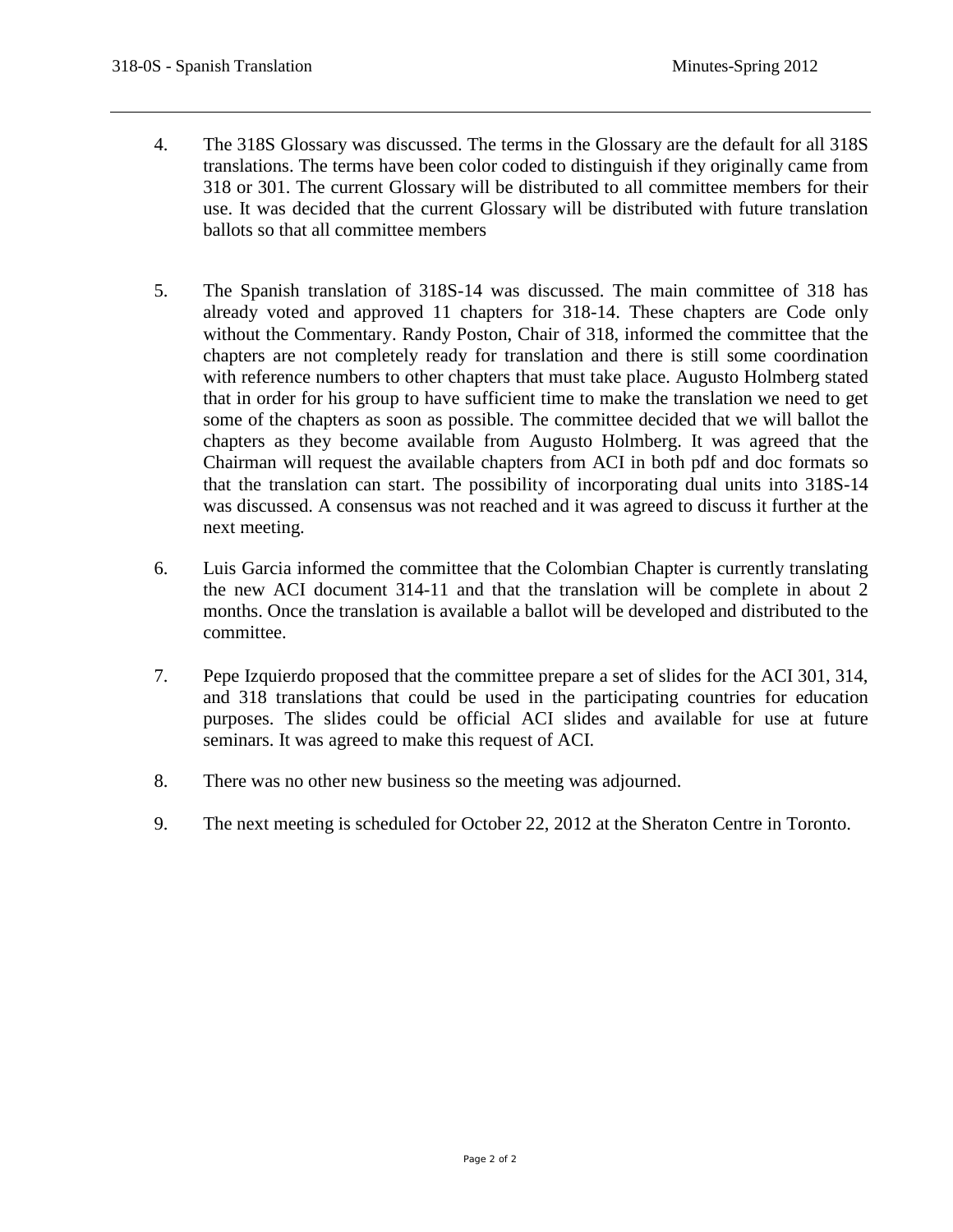4. The 318S Glossary was discussed. The terms in the Glossary are the default for all 318S translations. The terms have been color coded to distinguish if they originally came from 318 or 301. The current Glossary will be distributed to all committee members for their use. It was decided that the current Glossary will be distributed with future translation ballots so that all committee members

5. The Spanish translation of 318S-14 was discussed. The main committee of 318 has already voted and approved 11 chapters for 318-14. These chapters are Code only without the Commentary. Randy Poston, Chair of 318, informed the committee that the chapters are not completely ready for translation and there is still some coordination with reference numbers to other chapters that must take place. Augusto Holmberg stated that in order for his group to have sufficient time to make the translation we need to get some of the chapters as soon as possible. The committee decided that we will ballot the chapters as they become available from Augusto Holmberg. It was agreed that the Chairman will request the available chapters from ACI in both pdf and doc formats so that the translation can start. The possibility of incorporating dual units into 318S-14 was discussed. A consensus was not reached and it was agreed to discuss it further at the next meeting.

6. Luis Garcia informed the committee that the Colombian Chapter is currently translating the new ACI document 314-11 and that the translation will be complete in about 2 months. Once the translation is available a ballot will be developed and distributed to the committee.

7. Pepe Izquierdo proposed that the committee prepare a set of slides for the ACI 301, 314, and 318 translations that could be used in the participating countries for education purposes. The slides could be official ACI slides and available for use at future seminars. It was agreed to make this request of ACI.

8. There was no other new business so the meeting was adjourned.

9. The next meeting is scheduled for October 22, 2012 at the Sheraton Centre in Toronto.